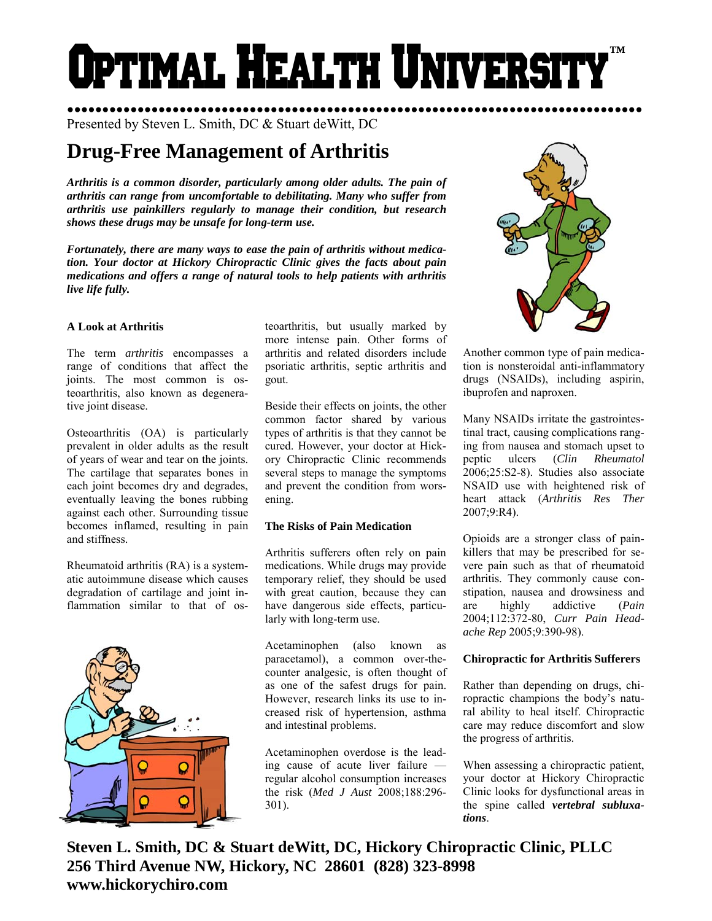Optimal Health University™

Presented by Steven L. Smith, DC & Stuart deWitt, DC

# Drug-Free Management of Arthritis

***Arthritis is a common disorder, particularly among older adults. The pain of arthritis can range from uncomfortable to debilitating. Many who suffer from arthritis use painkillers regularly to manage their condition, but research shows these drugs may be unsafe for long-term use.***

***Fortunately, there are many ways to ease the pain of arthritis without medication. Your doctor at Hickory Chiropractic Clinic gives the facts about pain medications and offers a range of natural tools to help patients with arthritis live life fully.***

### A Look at Arthritis

The term *arthritis* encompasses a range of conditions that affect the joints. The most common is osteoarthritis, also known as degenerative joint disease.

Osteoarthritis (OA) is particularly prevalent in older adults as the result of years of wear and tear on the joints. The cartilage that separates bones in each joint becomes dry and degrades, eventually leaving the bones rubbing against each other. Surrounding tissue becomes inflamed, resulting in pain and stiffness.

Rheumatoid arthritis (RA) is a systematic autoimmune disease which causes degradation of cartilage and joint inflammation similar to that of osteoarthritis, but usually marked by more intense pain. Other forms of arthritis and related disorders include psoriatic arthritis, septic arthritis and gout.

Beside their effects on joints, the other common factor shared by various types of arthritis is that they cannot be cured. However, your doctor at Hickory Chiropractic Clinic recommends several steps to manage the symptoms and prevent the condition from worsening.

### The Risks of Pain Medication

Arthritis sufferers often rely on pain medications. While drugs may provide temporary relief, they should be used with great caution, because they can have dangerous side effects, particularly with long-term use.

Acetaminophen (also known as paracetamol), a common over-the-counter analgesic, is often thought of as one of the safest drugs for pain. However, research links its use to increased risk of hypertension, asthma and intestinal problems.

Acetaminophen overdose is the leading cause of acute liver failure — regular alcohol consumption increases the risk (*Med J Aust* 2008;188:296-301).

Another common type of pain medication is nonsteroidal anti-inflammatory drugs (NSAIDs), including aspirin, ibuprofen and naproxen.

Many NSAIDs irritate the gastrointestinal tract, causing complications ranging from nausea and stomach upset to peptic ulcers (*Clin Rheumatol* 2006;25:S2-8). Studies also associate NSAID use with heightened risk of heart attack (*Arthritis Res Ther* 2007;9:R4).

Opioids are a stronger class of painkillers that may be prescribed for severe pain such as that of rheumatoid arthritis. They commonly cause constipation, nausea and drowsiness and are highly addictive (*Pain* 2004;112:372-80, *Curr Pain Headache Rep* 2005;9:390-98).

### Chiropractic for Arthritis Sufferers

Rather than depending on drugs, chiropractic champions the body's natural ability to heal itself. Chiropractic care may reduce discomfort and slow the progress of arthritis.

When assessing a chiropractic patient, your doctor at Hickory Chiropractic Clinic looks for dysfunctional areas in the spine called ***vertebral subluxations***.

**Steven L. Smith, DC & Stuart deWitt, DC, Hickory Chiropractic Clinic, PLLC**
**256 Third Avenue NW, Hickory, NC 28601 (828) 323-8998**
**www.hickorychiro.com**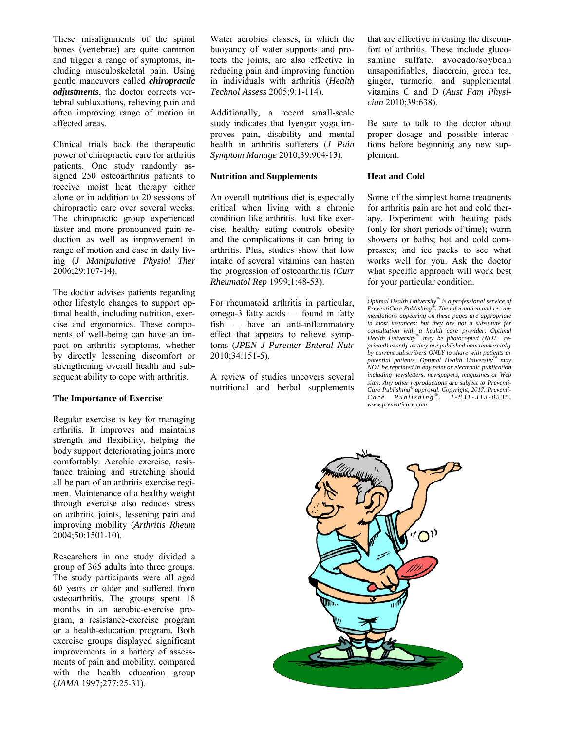These misalignments of the spinal bones (vertebrae) are quite common and trigger a range of symptoms, including musculoskeletal pain. Using gentle maneuvers called ***chiropractic adjustments***, the doctor corrects vertebral subluxations, relieving pain and often improving range of motion in affected areas.

Clinical trials back the therapeutic power of chiropractic care for arthritis patients. One study randomly assigned 250 osteoarthritis patients to receive moist heat therapy either alone or in addition to 20 sessions of chiropractic care over several weeks. The chiropractic group experienced faster and more pronounced pain reduction as well as improvement in range of motion and ease in daily living (*J Manipulative Physiol Ther* 2006;29:107-14).

The doctor advises patients regarding other lifestyle changes to support optimal health, including nutrition, exercise and ergonomics. These components of well-being can have an impact on arthritis symptoms, whether by directly lessening discomfort or strengthening overall health and subsequent ability to cope with arthritis.

### The Importance of Exercise

Regular exercise is key for managing arthritis. It improves and maintains strength and flexibility, helping the body support deteriorating joints more comfortably. Aerobic exercise, resistance training and stretching should all be part of an arthritis exercise regimen. Maintenance of a healthy weight through exercise also reduces stress on arthritic joints, lessening pain and improving mobility (*Arthritis Rheum* 2004;50:1501-10).

Researchers in one study divided a group of 365 adults into three groups. The study participants were all aged 60 years or older and suffered from osteoarthritis. The groups spent 18 months in an aerobic-exercise program, a resistance-exercise program or a health-education program. Both exercise groups displayed significant improvements in a battery of assessments of pain and mobility, compared with the health education group (*JAMA* 1997;277:25-31).

Water aerobics classes, in which the buoyancy of water supports and protects the joints, are also effective in reducing pain and improving function in individuals with arthritis (*Health Technol Assess* 2005;9:1-114).

Additionally, a recent small-scale study indicates that Iyengar yoga improves pain, disability and mental health in arthritis sufferers (*J Pain Symptom Manage* 2010;39:904-13).

### Nutrition and Supplements

An overall nutritious diet is especially critical when living with a chronic condition like arthritis. Just like exercise, healthy eating controls obesity and the complications it can bring to arthritis. Plus, studies show that low intake of several vitamins can hasten the progression of osteoarthritis (*Curr Rheumatol Rep* 1999;1:48-53).

For rheumatoid arthritis in particular, omega-3 fatty acids — found in fatty fish — have an anti-inflammatory effect that appears to relieve symptoms (*JPEN J Parenter Enteral Nutr* 2010;34:151-5).

A review of studies uncovers several nutritional and herbal supplements that are effective in easing the discomfort of arthritis. These include glucosamine sulfate, avocado/soybean unsaponifiables, diacerein, green tea, ginger, turmeric, and supplemental vitamins C and D (*Aust Fam Physician* 2010;39:638).

Be sure to talk to the doctor about proper dosage and possible interactions before beginning any new supplement.

### Heat and Cold

Some of the simplest home treatments for arthritis pain are hot and cold therapy. Experiment with heating pads (only for short periods of time); warm showers or baths; hot and cold compresses; and ice packs to see what works well for you. Ask the doctor what specific approach will work best for your particular condition.

*Optimal Health University™ is a professional service of PreventiCare Publishing®. The information and recommendations appearing on these pages are appropriate in most instances; but they are not a substitute for consultation with a health care provider. Optimal Health University™ may be photocopied (NOT reprinted) exactly as they are published noncommercially by current subscribers ONLY to share with patients or potential patients. Optimal Health University™ may NOT be reprinted in any print or electronic publication including newsletters, newspapers, magazines or Web sites. Any other reproductions are subject to PreventiCare Publishing® approval. Copyright, 2017. PreventiCare Publishing®. 1-831-313-0335. www.preventicare.com*